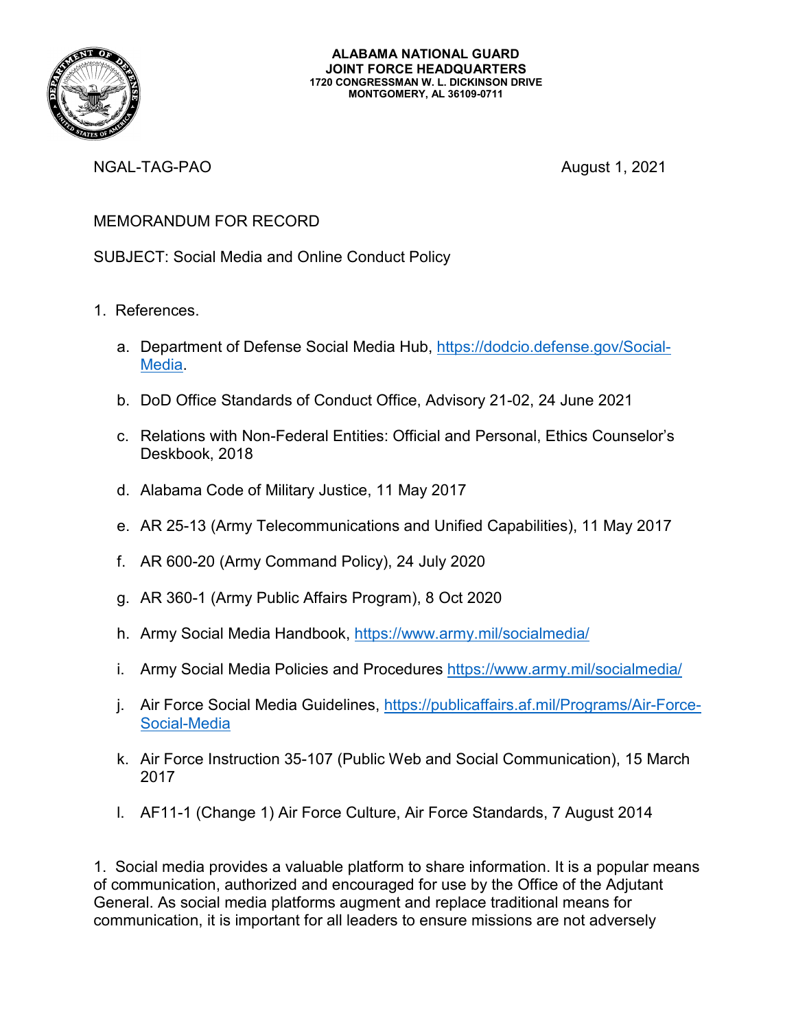**ALABAMA NATIONAL GUARD**
**JOINT FORCE HEADQUARTERS**
**1720 CONGRESSMAN W. L. DICKINSON DRIVE**
**MONTGOMERY, AL 36109-0711**

NGAL-TAG-PAO August 1, 2021

MEMORANDUM FOR RECORD

SUBJECT: Social Media and Online Conduct Policy

1. References.

   a. Department of Defense Social Media Hub, https://dodcio.defense.gov/Social-Media.

   b. DoD Office Standards of Conduct Office, Advisory 21-02, 24 June 2021

   c. Relations with Non-Federal Entities: Official and Personal, Ethics Counselor's Deskbook, 2018

   d. Alabama Code of Military Justice, 11 May 2017

   e. AR 25-13 (Army Telecommunications and Unified Capabilities), 11 May 2017

   f. AR 600-20 (Army Command Policy), 24 July 2020

   g. AR 360-1 (Army Public Affairs Program), 8 Oct 2020

   h. Army Social Media Handbook, https://www.army.mil/socialmedia/

   i. Army Social Media Policies and Procedures https://www.army.mil/socialmedia/

   j. Air Force Social Media Guidelines, https://publicaffairs.af.mil/Programs/Air-Force-Social-Media

   k. Air Force Instruction 35-107 (Public Web and Social Communication), 15 March 2017

   l. AF11-1 (Change 1) Air Force Culture, Air Force Standards, 7 August 2014

1. Social media provides a valuable platform to share information. It is a popular means of communication, authorized and encouraged for use by the Office of the Adjutant General. As social media platforms augment and replace traditional means for communication, it is important for all leaders to ensure missions are not adversely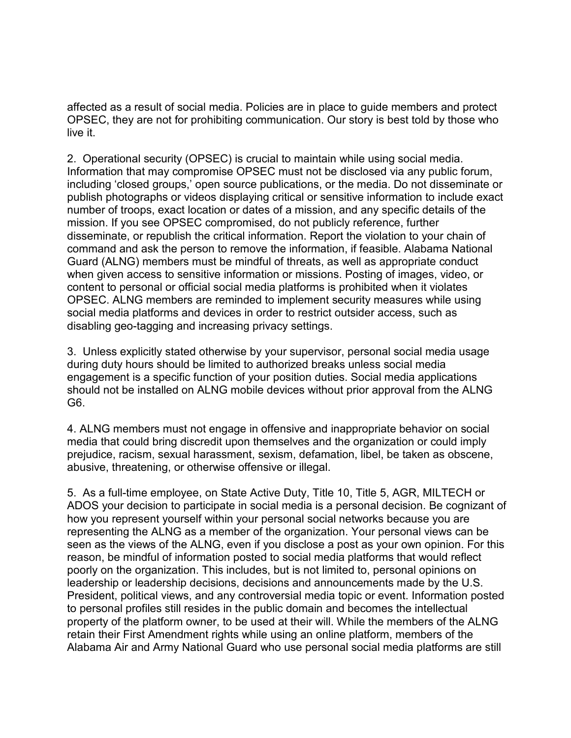affected as a result of social media. Policies are in place to guide members and protect OPSEC, they are not for prohibiting communication. Our story is best told by those who live it.

2. Operational security (OPSEC) is crucial to maintain while using social media. Information that may compromise OPSEC must not be disclosed via any public forum, including 'closed groups,' open source publications, or the media. Do not disseminate or publish photographs or videos displaying critical or sensitive information to include exact number of troops, exact location or dates of a mission, and any specific details of the mission. If you see OPSEC compromised, do not publicly reference, further disseminate, or republish the critical information. Report the violation to your chain of command and ask the person to remove the information, if feasible. Alabama National Guard (ALNG) members must be mindful of threats, as well as appropriate conduct when given access to sensitive information or missions. Posting of images, video, or content to personal or official social media platforms is prohibited when it violates OPSEC. ALNG members are reminded to implement security measures while using social media platforms and devices in order to restrict outsider access, such as disabling geo-tagging and increasing privacy settings.

3. Unless explicitly stated otherwise by your supervisor, personal social media usage during duty hours should be limited to authorized breaks unless social media engagement is a specific function of your position duties. Social media applications should not be installed on ALNG mobile devices without prior approval from the ALNG G6.

4. ALNG members must not engage in offensive and inappropriate behavior on social media that could bring discredit upon themselves and the organization or could imply prejudice, racism, sexual harassment, sexism, defamation, libel, be taken as obscene, abusive, threatening, or otherwise offensive or illegal.

5. As a full-time employee, on State Active Duty, Title 10, Title 5, AGR, MILTECH or ADOS your decision to participate in social media is a personal decision. Be cognizant of how you represent yourself within your personal social networks because you are representing the ALNG as a member of the organization. Your personal views can be seen as the views of the ALNG, even if you disclose a post as your own opinion. For this reason, be mindful of information posted to social media platforms that would reflect poorly on the organization. This includes, but is not limited to, personal opinions on leadership or leadership decisions, decisions and announcements made by the U.S. President, political views, and any controversial media topic or event. Information posted to personal profiles still resides in the public domain and becomes the intellectual property of the platform owner, to be used at their will. While the members of the ALNG retain their First Amendment rights while using an online platform, members of the Alabama Air and Army National Guard who use personal social media platforms are still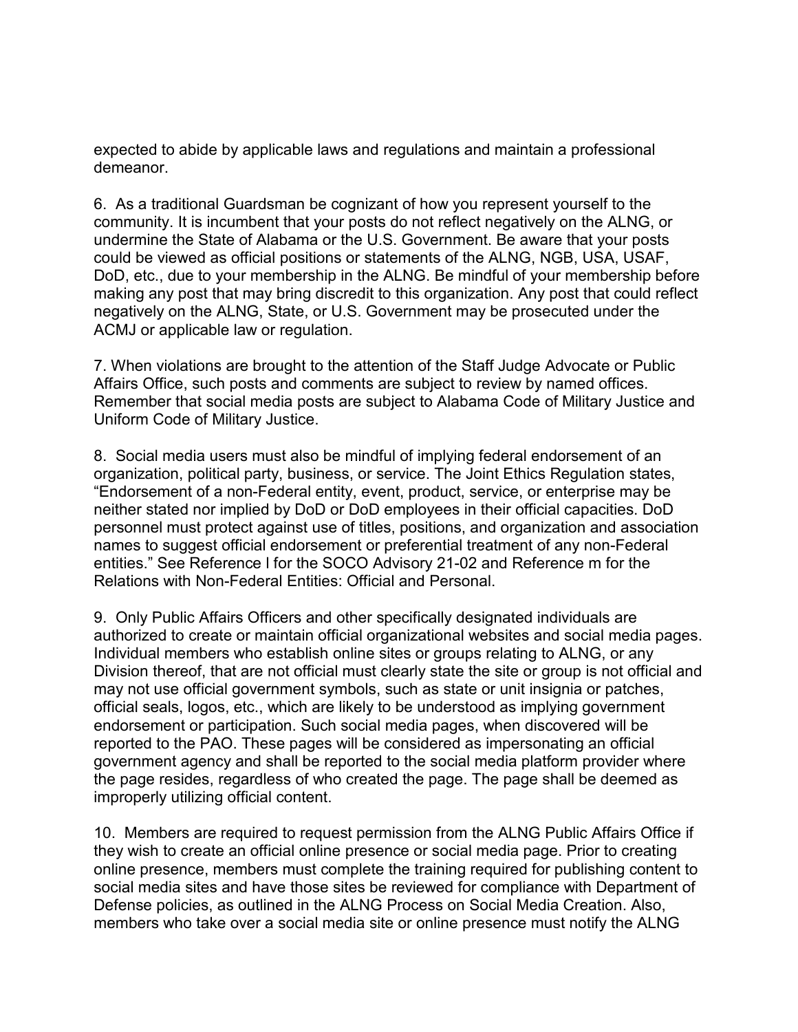expected to abide by applicable laws and regulations and maintain a professional demeanor.

6. As a traditional Guardsman be cognizant of how you represent yourself to the community. It is incumbent that your posts do not reflect negatively on the ALNG, or undermine the State of Alabama or the U.S. Government. Be aware that your posts could be viewed as official positions or statements of the ALNG, NGB, USA, USAF, DoD, etc., due to your membership in the ALNG. Be mindful of your membership before making any post that may bring discredit to this organization. Any post that could reflect negatively on the ALNG, State, or U.S. Government may be prosecuted under the ACMJ or applicable law or regulation.

7. When violations are brought to the attention of the Staff Judge Advocate or Public Affairs Office, such posts and comments are subject to review by named offices. Remember that social media posts are subject to Alabama Code of Military Justice and Uniform Code of Military Justice.

8. Social media users must also be mindful of implying federal endorsement of an organization, political party, business, or service. The Joint Ethics Regulation states, "Endorsement of a non-Federal entity, event, product, service, or enterprise may be neither stated nor implied by DoD or DoD employees in their official capacities. DoD personnel must protect against use of titles, positions, and organization and association names to suggest official endorsement or preferential treatment of any non-Federal entities." See Reference l for the SOCO Advisory 21-02 and Reference m for the Relations with Non-Federal Entities: Official and Personal.

9. Only Public Affairs Officers and other specifically designated individuals are authorized to create or maintain official organizational websites and social media pages. Individual members who establish online sites or groups relating to ALNG, or any Division thereof, that are not official must clearly state the site or group is not official and may not use official government symbols, such as state or unit insignia or patches, official seals, logos, etc., which are likely to be understood as implying government endorsement or participation. Such social media pages, when discovered will be reported to the PAO. These pages will be considered as impersonating an official government agency and shall be reported to the social media platform provider where the page resides, regardless of who created the page. The page shall be deemed as improperly utilizing official content.

10. Members are required to request permission from the ALNG Public Affairs Office if they wish to create an official online presence or social media page. Prior to creating online presence, members must complete the training required for publishing content to social media sites and have those sites be reviewed for compliance with Department of Defense policies, as outlined in the ALNG Process on Social Media Creation. Also, members who take over a social media site or online presence must notify the ALNG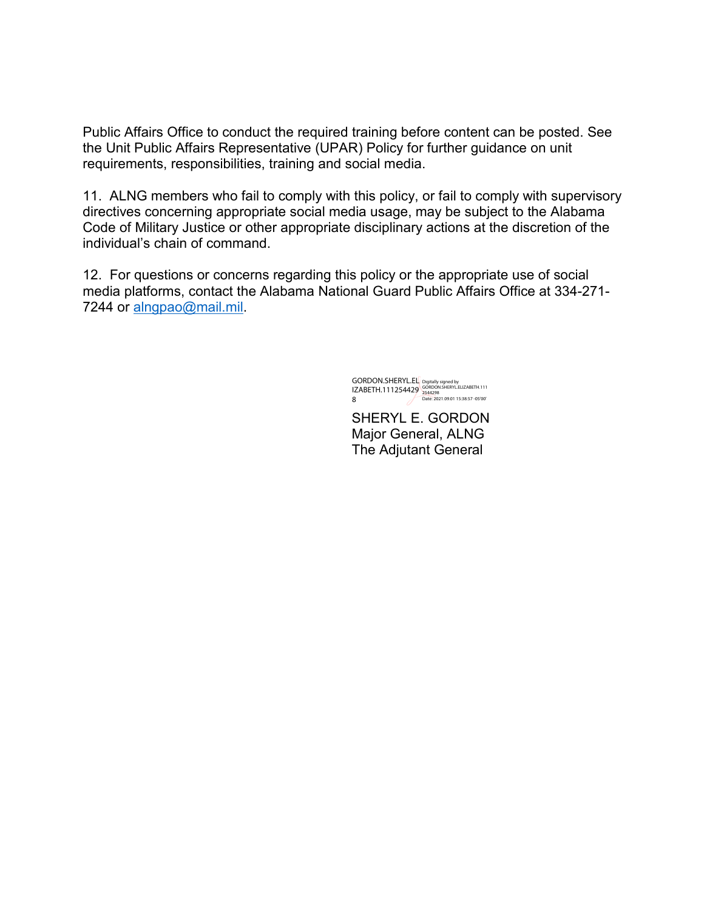Public Affairs Office to conduct the required training before content can be posted. See the Unit Public Affairs Representative (UPAR) Policy for further guidance on unit requirements, responsibilities, training and social media.

11. ALNG members who fail to comply with this policy, or fail to comply with supervisory directives concerning appropriate social media usage, may be subject to the Alabama Code of Military Justice or other appropriate disciplinary actions at the discretion of the individual's chain of command.

12. For questions or concerns regarding this policy or the appropriate use of social media platforms, contact the Alabama National Guard Public Affairs Office at 334-271-7244 or alngpao@mail.mil.

GORDON.SHERYL.ELIZABETH.1112544298 Digitally signed by GORDON.SHERYL.ELIZABETH.1112544298 Date: 2021.09.01 15:38:57 -05'00'

SHERYL E. GORDON
Major General, ALNG
The Adjutant General